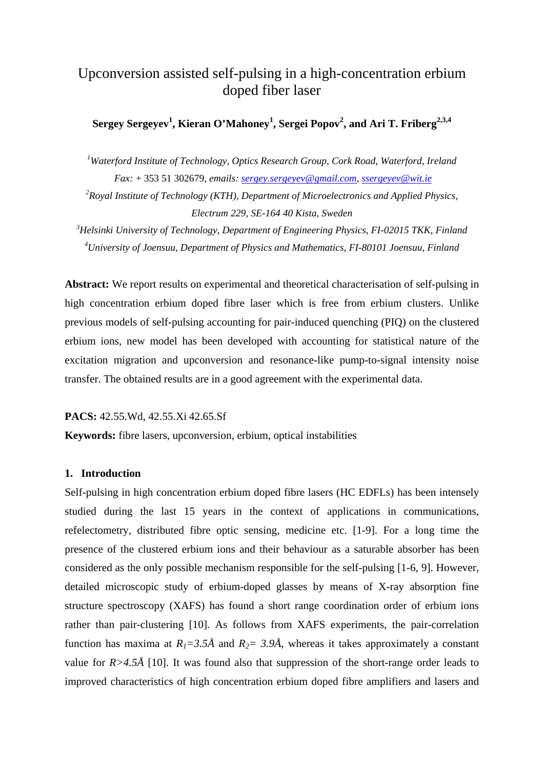# Upconversion assisted self-pulsing in a high-concentration erbium doped fiber laser

**Sergey Sergeyev[1], Kieran O'Mahoney[1], Sergei Popov[2], and Ari T. Friberg[2,3,4]**

[1] *Waterford Institute of Technology, Optics Research Group, Cork Road, Waterford, Ireland*
*Fax:* + 353 51 302679, *emails:* sergey.sergeyev@gmail.com, ssergeyev@wit.ie

[2] *Royal Institute of Technology (KTH), Department of Microelectronics and Applied Physics, Electrum 229, SE-164 40 Kista, Sweden*

[3] *Helsinki University of Technology, Department of Engineering Physics, FI-02015 TKK, Finland*

[4] *University of Joensuu, Department of Physics and Mathematics, FI-80101 Joensuu, Finland*

**Abstract:** We report results on experimental and theoretical characterisation of self-pulsing in high concentration erbium doped fibre laser which is free from erbium clusters. Unlike previous models of self-pulsing accounting for pair-induced quenching (PIQ) on the clustered erbium ions, new model has been developed with accounting for statistical nature of the excitation migration and upconversion and resonance-like pump-to-signal intensity noise transfer. The obtained results are in a good agreement with the experimental data.

**PACS:** 42.55.Wd, 42.55.Xi 42.65.Sf

**Keywords:** fibre lasers, upconversion, erbium, optical instabilities

## 1. Introduction

Self-pulsing in high concentration erbium doped fibre lasers (HC EDFLs) has been intensely studied during the last 15 years in the context of applications in communications, refelectometry, distributed fibre optic sensing, medicine etc. [1-9]. For a long time the presence of the clustered erbium ions and their behaviour as a saturable absorber has been considered as the only possible mechanism responsible for the self-pulsing [1-6, 9]. However, detailed microscopic study of erbium-doped glasses by means of X-ray absorption fine structure spectroscopy (XAFS) has found a short range coordination order of erbium ions rather than pair-clustering [10]. As follows from XAFS experiments, the pair-correlation function has maxima at $R_1=3.5Å$ and $R_2= 3.9Å$, whereas it takes approximately a constant value for $R>4.5Å$ [10]. It was found also that suppression of the short-range order leads to improved characteristics of high concentration erbium doped fibre amplifiers and lasers and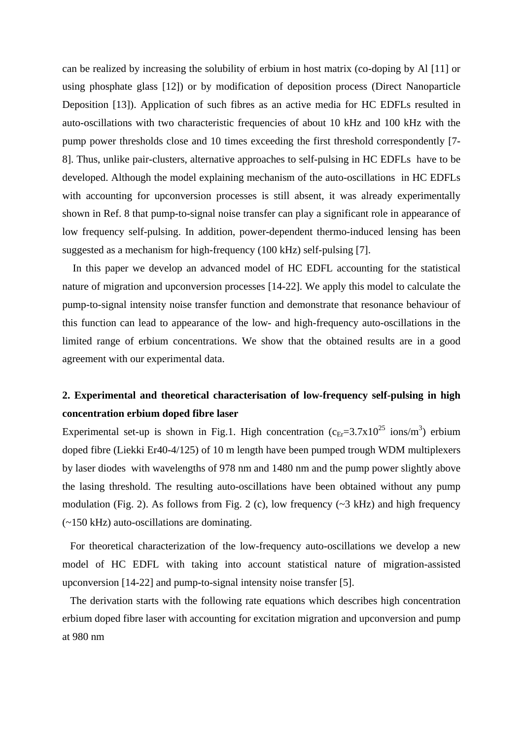can be realized by increasing the solubility of erbium in host matrix (co-doping by Al [11] or using phosphate glass [12]) or by modification of deposition process (Direct Nanoparticle Deposition [13]). Application of such fibres as an active media for HC EDFLs resulted in auto-oscillations with two characteristic frequencies of about 10 kHz and 100 kHz with the pump power thresholds close and 10 times exceeding the first threshold correspondently [7-8]. Thus, unlike pair-clusters, alternative approaches to self-pulsing in HC EDFLs have to be developed. Although the model explaining mechanism of the auto-oscillations in HC EDFLs with accounting for upconversion processes is still absent, it was already experimentally shown in Ref. 8 that pump-to-signal noise transfer can play a significant role in appearance of low frequency self-pulsing. In addition, power-dependent thermo-induced lensing has been suggested as a mechanism for high-frequency (100 kHz) self-pulsing [7].

In this paper we develop an advanced model of HC EDFL accounting for the statistical nature of migration and upconversion processes [14-22]. We apply this model to calculate the pump-to-signal intensity noise transfer function and demonstrate that resonance behaviour of this function can lead to appearance of the low- and high-frequency auto-oscillations in the limited range of erbium concentrations. We show that the obtained results are in a good agreement with our experimental data.

## 2. Experimental and theoretical characterisation of low-frequency self-pulsing in high concentration erbium doped fibre laser

Experimental set-up is shown in Fig.1. High concentration ($c_{Er}$=3.7x$10^{25}$ ions/$m^3$) erbium doped fibre (Liekki Er40-4/125) of 10 m length have been pumped trough WDM multiplexers by laser diodes with wavelengths of 978 nm and 1480 nm and the pump power slightly above the lasing threshold. The resulting auto-oscillations have been obtained without any pump modulation (Fig. 2). As follows from Fig. 2 (c), low frequency (~3 kHz) and high frequency (~150 kHz) auto-oscillations are dominating.

For theoretical characterization of the low-frequency auto-oscillations we develop a new model of HC EDFL with taking into account statistical nature of migration-assisted upconversion [14-22] and pump-to-signal intensity noise transfer [5].

The derivation starts with the following rate equations which describes high concentration erbium doped fibre laser with accounting for excitation migration and upconversion and pump at 980 nm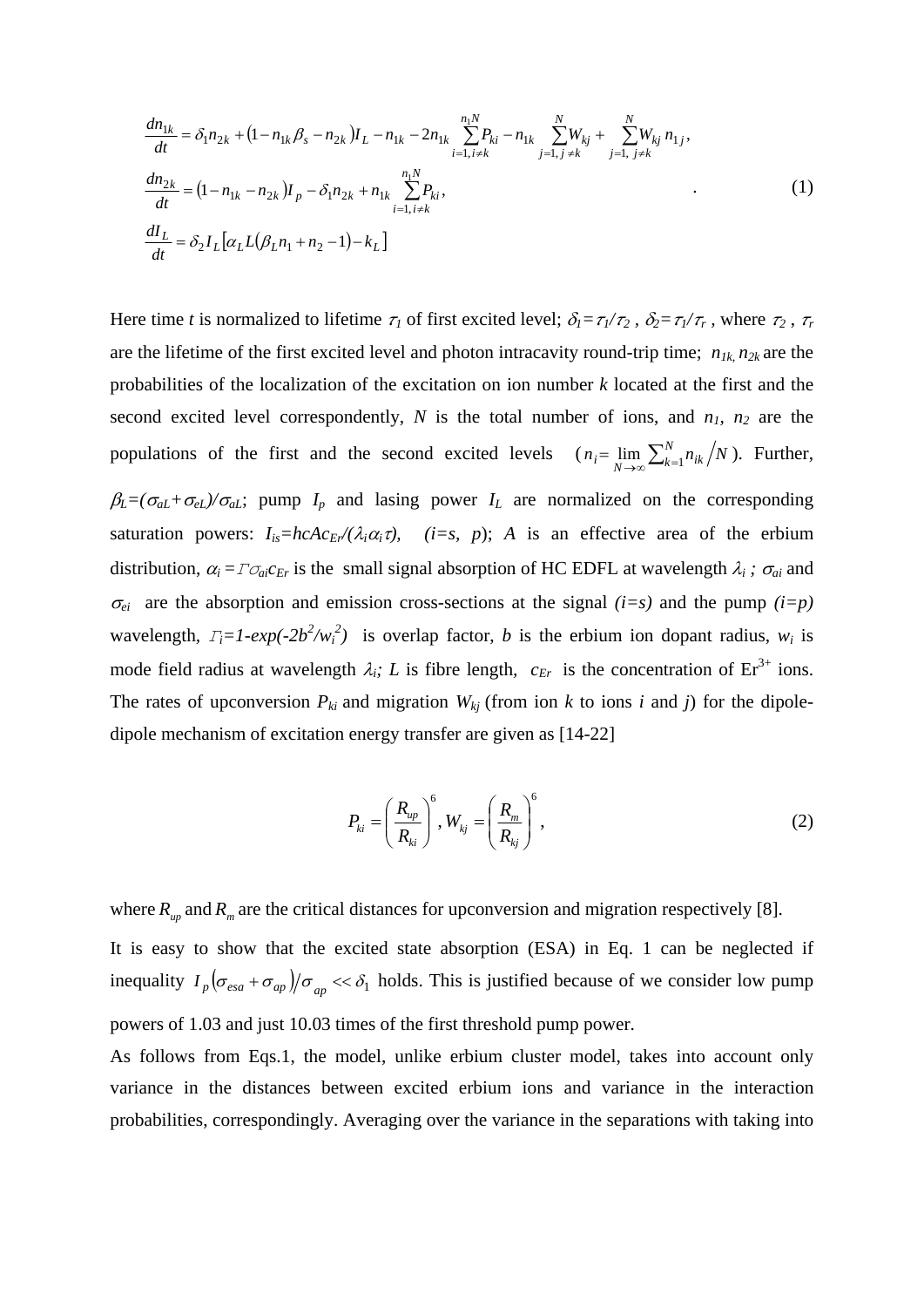$$
\begin{aligned}
\frac{dn_{1k}}{dt} &= \delta_1 n_{2k} + \left(1 - n_{1k}\beta_s - n_{2k}\right)I_L - n_{1k} - 2n_{1k}\sum_{i=1, i\neq k}^{n_1 N} P_{ki} - n_{1k}\sum_{j=1, j\neq k}^{N} W_{kj} + \sum_{j=1,\ j\neq k}^{N} W_{kj}\, n_{1j}, \\
\frac{dn_{2k}}{dt} &= \left(1 - n_{1k} - n_{2k}\right)I_p - \delta_1 n_{2k} + n_{1k}\sum_{i=1, i\neq k}^{n_1 N} P_{ki}, \\
\frac{dI_L}{dt} &= \delta_2 I_L\left[\alpha_L L\left(\beta_L n_1 + n_2 - 1\right) - k_L\right]
\end{aligned}
\qquad . \qquad (1)
$$

Here time $t$ is normalized to lifetime $\tau_1$ of first excited level; $\delta_1 = \tau_1/\tau_2$ , $\delta_2 = \tau_1/\tau_r$ , where $\tau_2$ , $\tau_r$ are the lifetime of the first excited level and photon intracavity round-trip time; $n_{1k}$, $n_{2k}$ are the probabilities of the localization of the excitation on ion number $k$ located at the first and the second excited level correspondently, $N$ is the total number of ions, and $n_1$, $n_2$ are the populations of the first and the second excited levels ($n_i = \lim_{N\to\infty}\sum_{k=1}^{N} n_{ik} \Big/ N$). Further, $\beta_L = (\sigma_{aL} + \sigma_{eL})/\sigma_{aL}$; pump $I_p$ and lasing power $I_L$ are normalized on the corresponding saturation powers: $I_{is} = hcAc_{Er}/(\lambda_i \alpha_i \tau)$, $(i = s,\ p)$; $A$ is an effective area of the erbium distribution, $\alpha_i = \Gamma \sigma_{ai} c_{Er}$ is the small signal absorption of HC EDFL at wavelength $\lambda_i$ ; $\sigma_{ai}$ and $\sigma_{ei}$ are the absorption and emission cross-sections at the signal $(i=s)$ and the pump $(i=p)$ wavelength, $\Gamma_i = 1 - \exp(-2b^2/w_i^2)$ is overlap factor, $b$ is the erbium ion dopant radius, $w_i$ is mode field radius at wavelength $\lambda_i$; $L$ is fibre length, $c_{Er}$ is the concentration of $Er^{3+}$ ions. The rates of upconversion $P_{ki}$ and migration $W_{kj}$ (from ion $k$ to ions $i$ and $j$) for the dipole-dipole mechanism of excitation energy transfer are given as [14-22]

$$
P_{ki} = \left(\frac{R_{up}}{R_{ki}}\right)^6, W_{kj} = \left(\frac{R_m}{R_{kj}}\right)^6, \qquad (2)
$$

where $R_{up}$ and $R_m$ are the critical distances for upconversion and migration respectively [8].

It is easy to show that the excited state absorption (ESA) in Eq. 1 can be neglected if inequality $I_p\left(\sigma_{esa} + \sigma_{ap}\right)/\sigma_{ap} << \delta_1$ holds. This is justified because of we consider low pump powers of 1.03 and just 10.03 times of the first threshold pump power.

As follows from Eqs.1, the model, unlike erbium cluster model, takes into account only variance in the distances between excited erbium ions and variance in the interaction probabilities, correspondingly. Averaging over the variance in the separations with taking into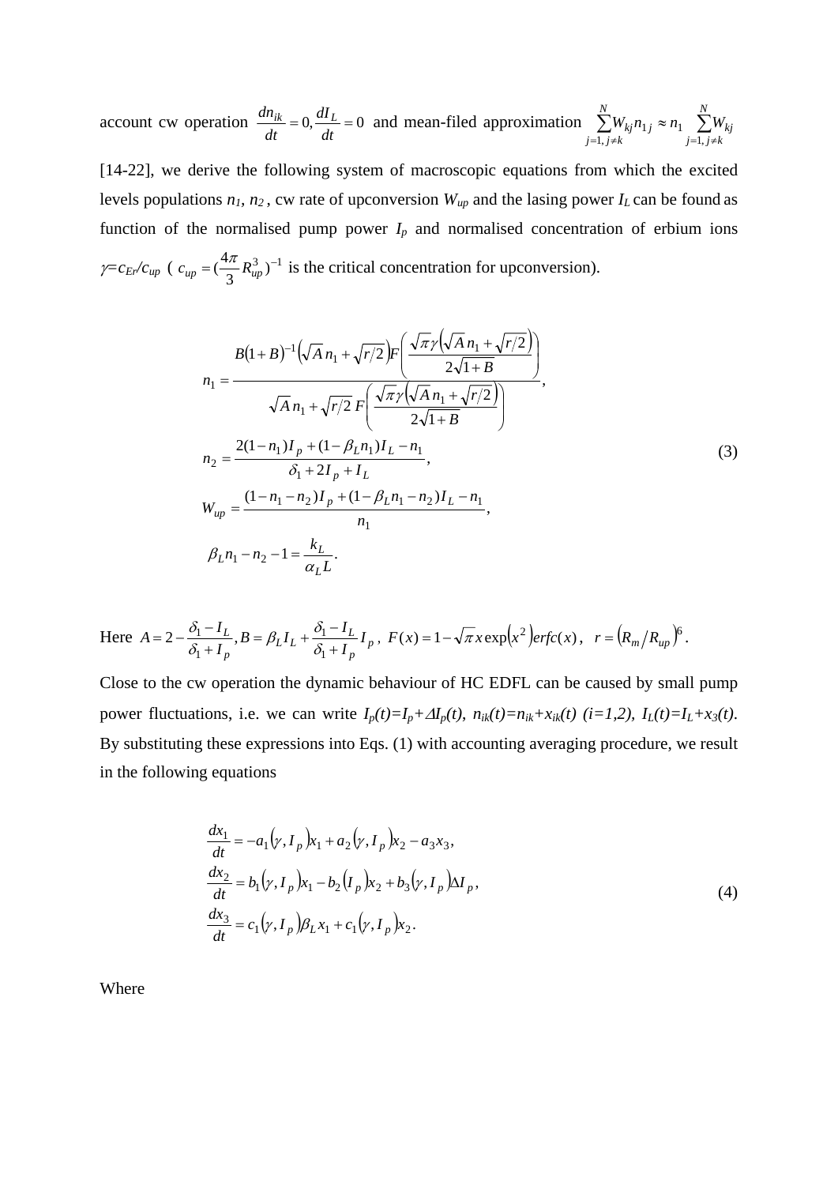account cw operation $\frac{dn_{ik}}{dt}=0, \frac{dI_L}{dt}=0$ and mean-filed approximation $\sum_{j=1, j\neq k}^{N} W_{kj} n_{1j} \approx n_1 \sum_{j=1, j\neq k}^{N} W_{kj}$ [14-22], we derive the following system of macroscopic equations from which the excited levels populations $n_1$, $n_2$ , cw rate of upconversion $W_{up}$ and the lasing power $I_L$ can be found as function of the normalised pump power $I_p$ and normalised concentration of erbium ions $\gamma = c_{Er}/c_{up}$ ( $c_{up} = (\frac{4\pi}{3} R_{up}^3)^{-1}$ is the critical concentration for upconversion).

$$
\begin{aligned}
n_1 &= \frac{B(1+B)^{-1}\left(\sqrt{A}\, n_1 + \sqrt{r/2}\right) F\left(\dfrac{\sqrt{\pi}\gamma\left(\sqrt{A}\, n_1 + \sqrt{r/2}\right)}{2\sqrt{1+B}}\right)}{\sqrt{A}\, n_1 + \sqrt{r/2}\, F\left(\dfrac{\sqrt{\pi}\gamma\left(\sqrt{A}\, n_1 + \sqrt{r/2}\right)}{2\sqrt{1+B}}\right)}, \\
n_2 &= \frac{2(1-n_1) I_p + (1-\beta_L n_1) I_L - n_1}{\delta_1 + 2I_p + I_L}, \\
W_{up} &= \frac{(1-n_1-n_2) I_p + (1-\beta_L n_1 - n_2) I_L - n_1}{n_1}, \\
\beta_L n_1 - n_2 - 1 &= \frac{k_L}{\alpha_L L}.
\end{aligned} \tag{3}
$$

Here $A = 2 - \frac{\delta_1 - I_L}{\delta_1 + I_p}, B = \beta_L I_L + \frac{\delta_1 - I_L}{\delta_1 + I_p} I_p$ , $F(x) = 1 - \sqrt{\pi} x \exp\left(x^2\right) erfc(x)$ , $r = \left(R_m / R_{up}\right)^6$ .

Close to the cw operation the dynamic behaviour of HC EDFL can be caused by small pump power fluctuations, i.e. we can write $I_p(t)=I_p+\Delta I_p(t)$, $n_{ik}(t)=n_{ik}+x_{ik}(t)$ $(i=1,2)$, $I_L(t)=I_L+x_3(t)$. By substituting these expressions into Eqs. (1) with accounting averaging procedure, we result in the following equations

$$
\begin{aligned}
\frac{dx_1}{dt} &= -a_1(\gamma, I_p) x_1 + a_2(\gamma, I_p) x_2 - a_3 x_3, \\
\frac{dx_2}{dt} &= b_1(\gamma, I_p) x_1 - b_2(I_p) x_2 + b_3(\gamma, I_p) \Delta I_p, \\
\frac{dx_3}{dt} &= c_1(\gamma, I_p) \beta_L x_1 + c_1(\gamma, I_p) x_2.
\end{aligned} \tag{4}
$$

Where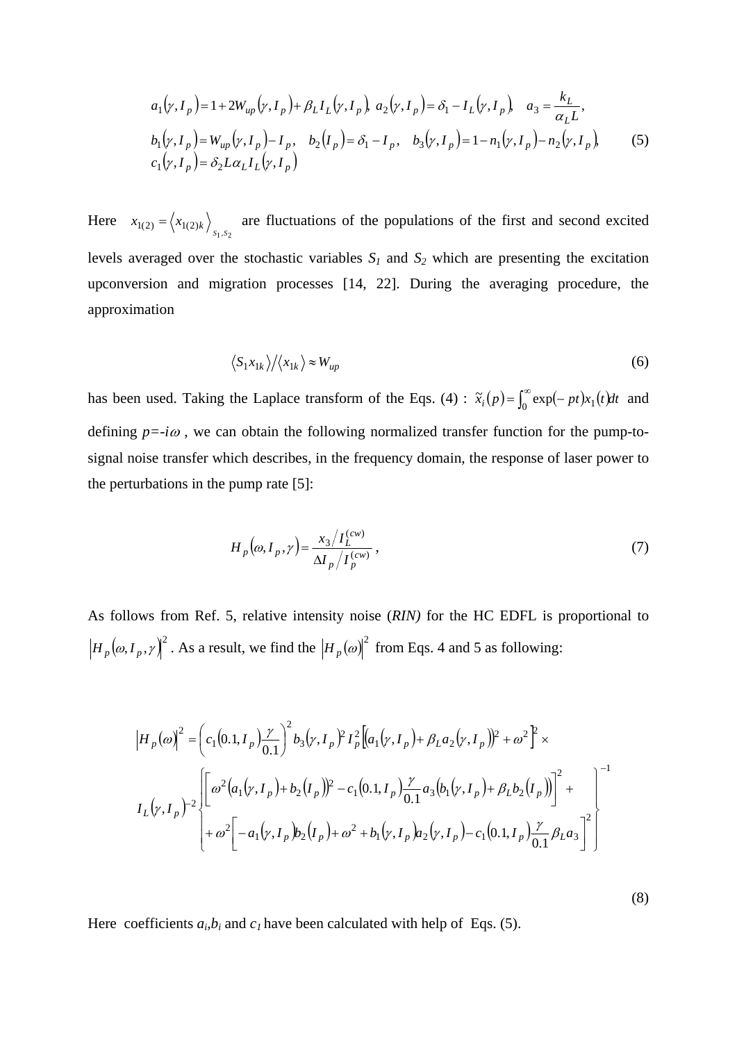$$a_1(\gamma, I_p) = 1 + 2W_{up}(\gamma, I_p) + \beta_L I_L(\gamma, I_p), \; a_2(\gamma, I_p) = \delta_1 - I_L(\gamma, I_p), \quad a_3 = \frac{k_L}{\alpha_L L},$$
$$b_1(\gamma, I_p) = W_{up}(\gamma, I_p) - I_p, \quad b_2(I_p) = \delta_1 - I_p, \quad b_3(\gamma, I_p) = 1 - n_1(\gamma, I_p) - n_2(\gamma, I_p), \tag{5}$$
$$c_1(\gamma, I_p) = \delta_2 L \alpha_L I_L(\gamma, I_p)$$

Here $x_{1(2)} = \left\langle x_{1(2)k} \right\rangle_{S_1,S_2}$ are fluctuations of the populations of the first and second excited levels averaged over the stochastic variables $S_1$ and $S_2$ which are presenting the excitation upconversion and migration processes [14, 22]. During the averaging procedure, the approximation

$$\langle S_1 x_{1k} \rangle / \langle x_{1k} \rangle \approx W_{up} \tag{6}$$

has been used. Taking the Laplace transform of the Eqs. (4) : $\tilde{x}_i(p) = \int_0^\infty \exp(-pt) x_1(t) dt$ and defining $p=-i\omega$ , we can obtain the following normalized transfer function for the pump-to-signal noise transfer which describes, in the frequency domain, the response of laser power to the perturbations in the pump rate [5]:

$$H_p(\omega, I_p, \gamma) = \frac{x_3 / I_L^{(cw)}}{\Delta I_p / I_p^{(cw)}}, \tag{7}$$

As follows from Ref. 5, relative intensity noise (*RIN)* for the HC EDFL is proportional to $\left|H_p(\omega, I_p, \gamma)\right|^2$ . As a result, we find the $\left|H_p(\omega)\right|^2$ from Eqs. 4 and 5 as following:

$$\left|H_p(\omega)\right|^2 = \left(c_1(0.1, I_p)\frac{\gamma}{0.1}\right)^2 b_3(\gamma, I_p)^2 I_p^2 \left[\left(a_1(\gamma, I_p) + \beta_L a_2(\gamma, I_p)\right)^2 + \omega^2\right]^2 \times$$
$$I_L(\gamma, I_p)^{-2} \left\{ \begin{aligned} &\left[\omega^2 \left(a_1(\gamma, I_p) + b_2(I_p)\right)^2 - c_1(0.1, I_p)\frac{\gamma}{0.1} a_3 \left(b_1(\gamma, I_p) + \beta_L b_2(I_p)\right)\right]^2 + \\ &+ \omega^2 \left[-a_1(\gamma, I_p) b_2(I_p) + \omega^2 + b_1(\gamma, I_p) a_2(\gamma, I_p) - c_1(0.1, I_p)\frac{\gamma}{0.1}\beta_L a_3\right]^2 \end{aligned} \right\}^{-1} \tag{8}$$

Here coefficients $a_i$,$b_i$ and $c_1$ have been calculated with help of Eqs. (5).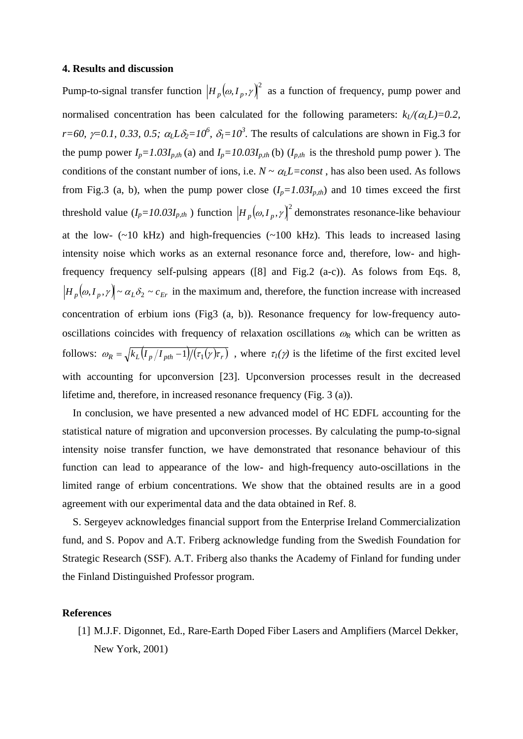### 4. Results and discussion

Pump-to-signal transfer function $\left|H_p(\omega, I_p, \gamma)\right|^2$ as a function of frequency, pump power and normalised concentration has been calculated for the following parameters: $k_L/(\alpha_L L)=0.2$, $r=60$, $\gamma=0.1, 0.33, 0.5$; $\alpha_L L\delta_2=10^6$, $\delta_1=10^3$. The results of calculations are shown in Fig.3 for the pump power $I_p=1.03I_{p,th}$ (a) and $I_p=10.03I_{p,th}$ (b) ($I_{p,th}$ is the threshold pump power ). The conditions of the constant number of ions, i.e. $N \sim \alpha_L L=const$ , has also been used. As follows from Fig.3 (a, b), when the pump power close ($I_p=1.03I_{p,th}$) and 10 times exceed the first threshold value ($I_p=10.03I_{p,th}$ ) function $\left|H_p(\omega, I_p, \gamma)\right|^2$ demonstrates resonance-like behaviour at the low- (~10 kHz) and high-frequencies (~100 kHz). This leads to increased lasing intensity noise which works as an external resonance force and, therefore, low- and high-frequency frequency self-pulsing appears ([8] and Fig.2 (a-c)). As folows from Eqs. 8, $\left|H_p(\omega, I_p, \gamma)\right| \sim \alpha_L \delta_2 \sim c_{Er}$ in the maximum and, therefore, the function increase with increased concentration of erbium ions (Fig3 (a, b)). Resonance frequency for low-frequency auto-oscillations coincides with frequency of relaxation oscillations $\omega_R$ which can be written as follows: $\omega_R = \sqrt{k_L\left(I_p/I_{pth}-1\right)/\left(\tau_1(\gamma)\tau_r\right)}$ , where $\tau_1(\gamma)$ is the lifetime of the first excited level with accounting for upconversion [23]. Upconversion processes result in the decreased lifetime and, therefore, in increased resonance frequency (Fig. 3 (a)).

In conclusion, we have presented a new advanced model of HC EDFL accounting for the statistical nature of migration and upconversion processes. By calculating the pump-to-signal intensity noise transfer function, we have demonstrated that resonance behaviour of this function can lead to appearance of the low- and high-frequency auto-oscillations in the limited range of erbium concentrations. We show that the obtained results are in a good agreement with our experimental data and the data obtained in Ref. 8.

S. Sergeyev acknowledges financial support from the Enterprise Ireland Commercialization fund, and S. Popov and A.T. Friberg acknowledge funding from the Swedish Foundation for Strategic Research (SSF). A.T. Friberg also thanks the Academy of Finland for funding under the Finland Distinguished Professor program.

### References

[1] M.J.F. Digonnet, Ed., Rare-Earth Doped Fiber Lasers and Amplifiers (Marcel Dekker, New York, 2001)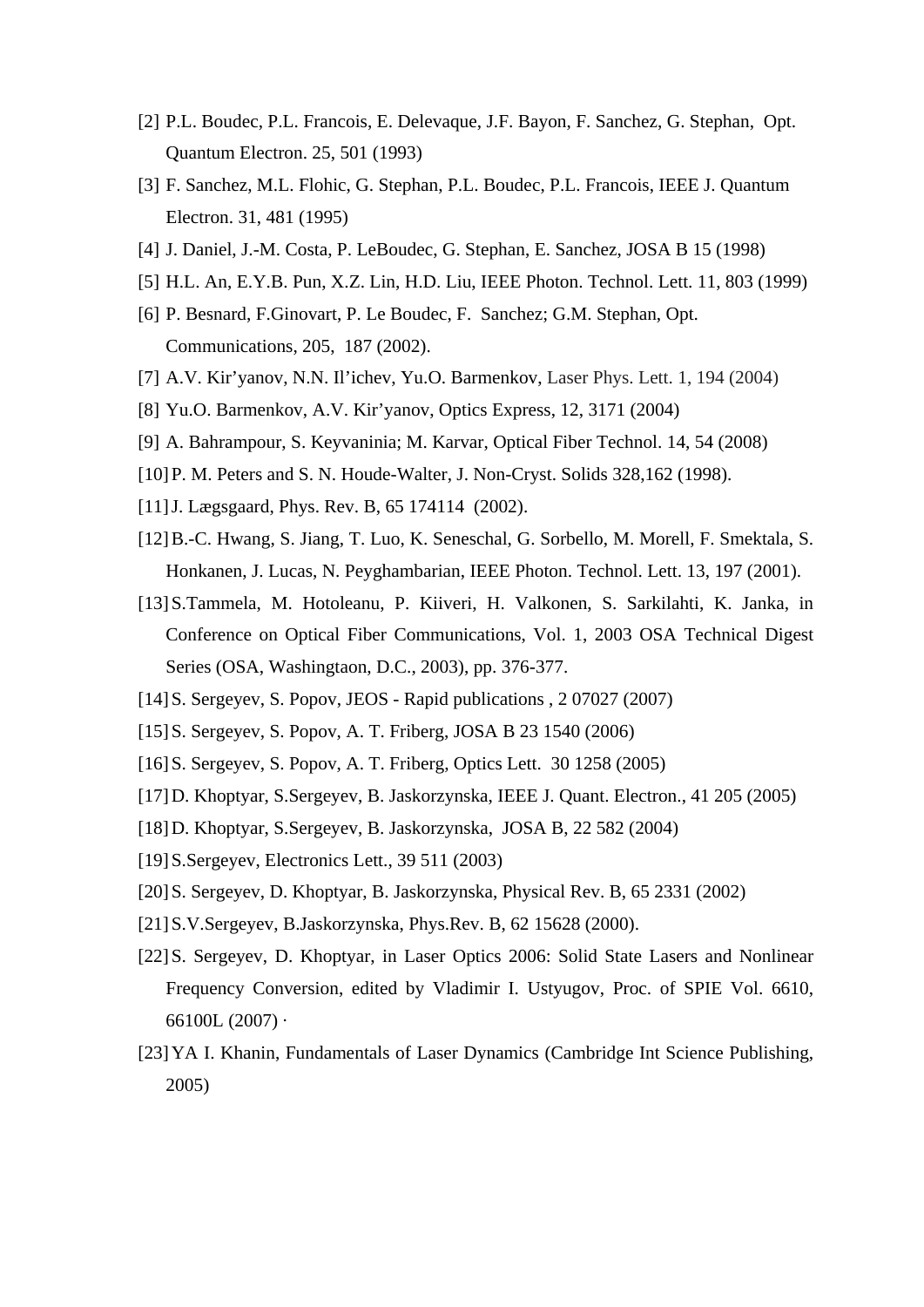[2] P.L. Boudec, P.L. Francois, E. Delevaque, J.F. Bayon, F. Sanchez, G. Stephan, Opt. Quantum Electron. 25, 501 (1993)

[3] F. Sanchez, M.L. Flohic, G. Stephan, P.L. Boudec, P.L. Francois, IEEE J. Quantum Electron. 31, 481 (1995)

[4] J. Daniel, J.-M. Costa, P. LeBoudec, G. Stephan, E. Sanchez, JOSA B 15 (1998)

[5] H.L. An, E.Y.B. Pun, X.Z. Lin, H.D. Liu, IEEE Photon. Technol. Lett. 11, 803 (1999)

[6] P. Besnard, F.Ginovart, P. Le Boudec, F. Sanchez; G.M. Stephan, Opt. Communications, 205, 187 (2002).

[7] A.V. Kir'yanov, N.N. Il'ichev, Yu.O. Barmenkov, Laser Phys. Lett. 1, 194 (2004)

[8] Yu.O. Barmenkov, A.V. Kir'yanov, Optics Express, 12, 3171 (2004)

[9] A. Bahrampour, S. Keyvaninia; M. Karvar, Optical Fiber Technol. 14, 54 (2008)

[10] P. M. Peters and S. N. Houde-Walter, J. Non-Cryst. Solids 328,162 (1998).

[11] J. Lægsgaard, Phys. Rev. B, 65 174114 (2002).

[12] B.-C. Hwang, S. Jiang, T. Luo, K. Seneschal, G. Sorbello, M. Morell, F. Smektala, S. Honkanen, J. Lucas, N. Peyghambarian, IEEE Photon. Technol. Lett. 13, 197 (2001).

[13] S.Tammela, M. Hotoleanu, P. Kiiveri, H. Valkonen, S. Sarkilahti, K. Janka, in Conference on Optical Fiber Communications, Vol. 1, 2003 OSA Technical Digest Series (OSA, Washingtaon, D.C., 2003), pp. 376-377.

[14] S. Sergeyev, S. Popov, JEOS - Rapid publications , 2 07027 (2007)

[15] S. Sergeyev, S. Popov, A. T. Friberg, JOSA B 23 1540 (2006)

[16] S. Sergeyev, S. Popov, A. T. Friberg, Optics Lett. 30 1258 (2005)

[17] D. Khoptyar, S.Sergeyev, B. Jaskorzynska, IEEE J. Quant. Electron., 41 205 (2005)

[18] D. Khoptyar, S.Sergeyev, B. Jaskorzynska, JOSA B, 22 582 (2004)

[19] S.Sergeyev, Electronics Lett., 39 511 (2003)

[20] S. Sergeyev, D. Khoptyar, B. Jaskorzynska, Physical Rev. B, 65 2331 (2002)

[21] S.V.Sergeyev, B.Jaskorzynska, Phys.Rev. B, 62 15628 (2000).

[22] S. Sergeyev, D. Khoptyar, in Laser Optics 2006: Solid State Lasers and Nonlinear Frequency Conversion, edited by Vladimir I. Ustyugov, Proc. of SPIE Vol. 6610, 66100L (2007) ·

[23] YA I. Khanin, Fundamentals of Laser Dynamics (Cambridge Int Science Publishing, 2005)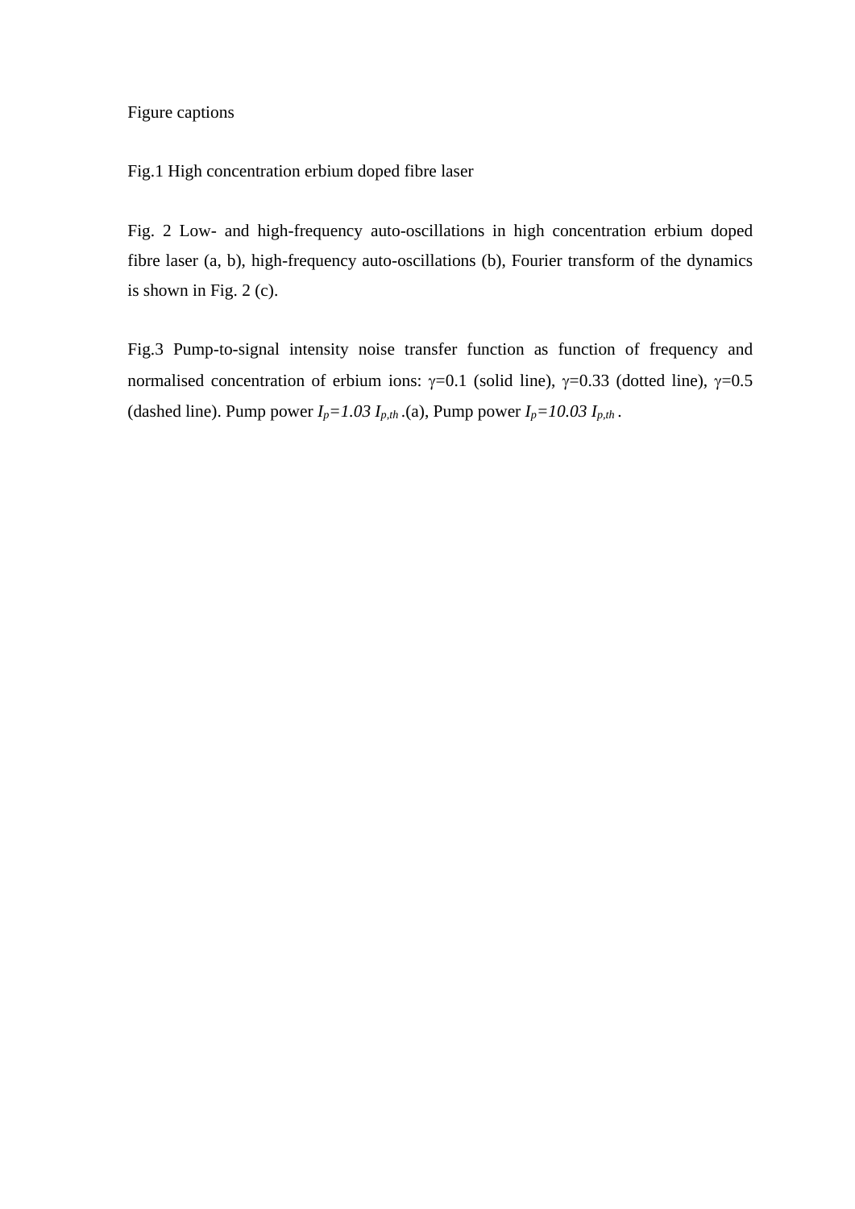Figure captions

Fig.1 High concentration erbium doped fibre laser

Fig. 2 Low- and high-frequency auto-oscillations in high concentration erbium doped fibre laser (a, b), high-frequency auto-oscillations (b), Fourier transform of the dynamics is shown in Fig. 2 (c).

Fig.3 Pump-to-signal intensity noise transfer function as function of frequency and normalised concentration of erbium ions: $\gamma$=0.1 (solid line), $\gamma$=0.33 (dotted line), $\gamma$=0.5 (dashed line). Pump power $I_p=1.03\ I_{p,th}$ .(a), Pump power $I_p=10.03\ I_{p,th}$ .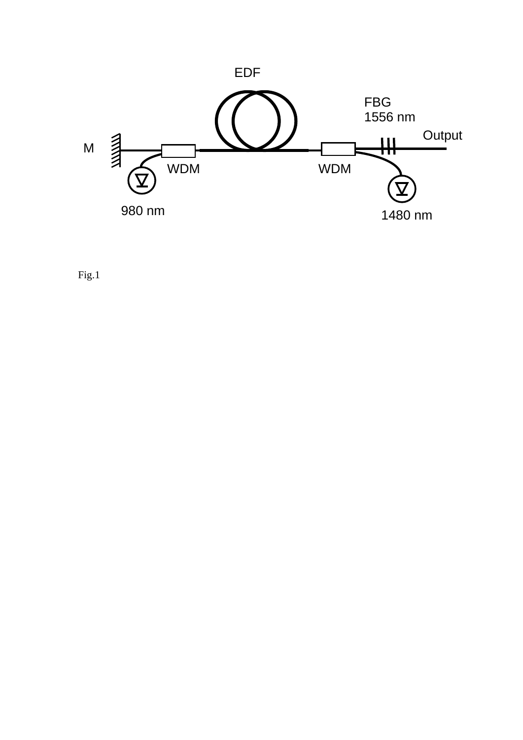Fig.1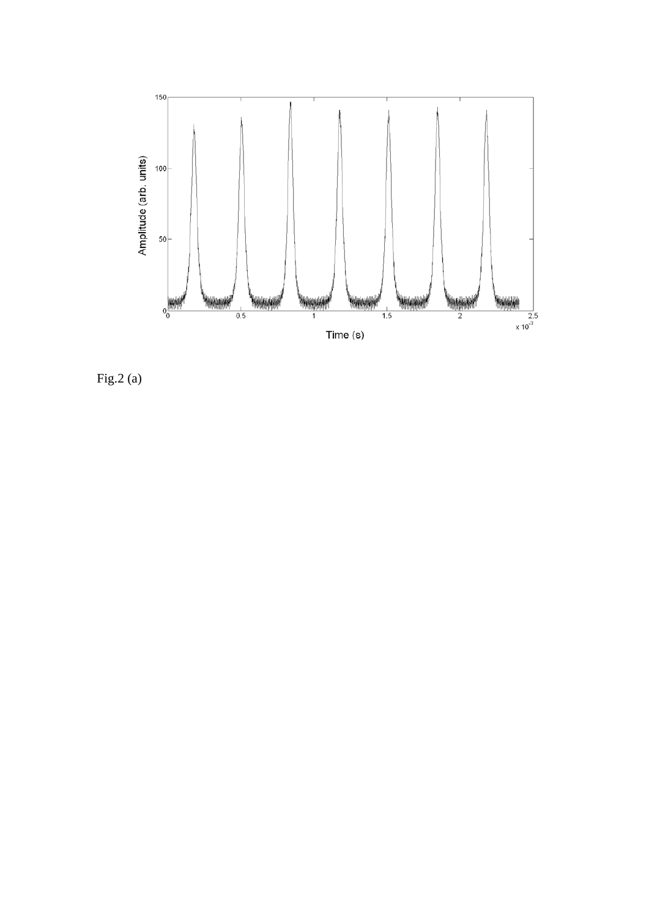Fig.2 (a)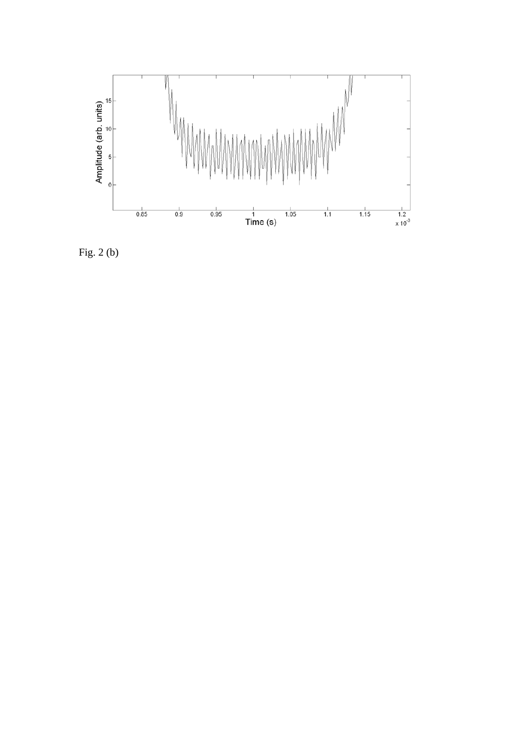Fig. 2 (b)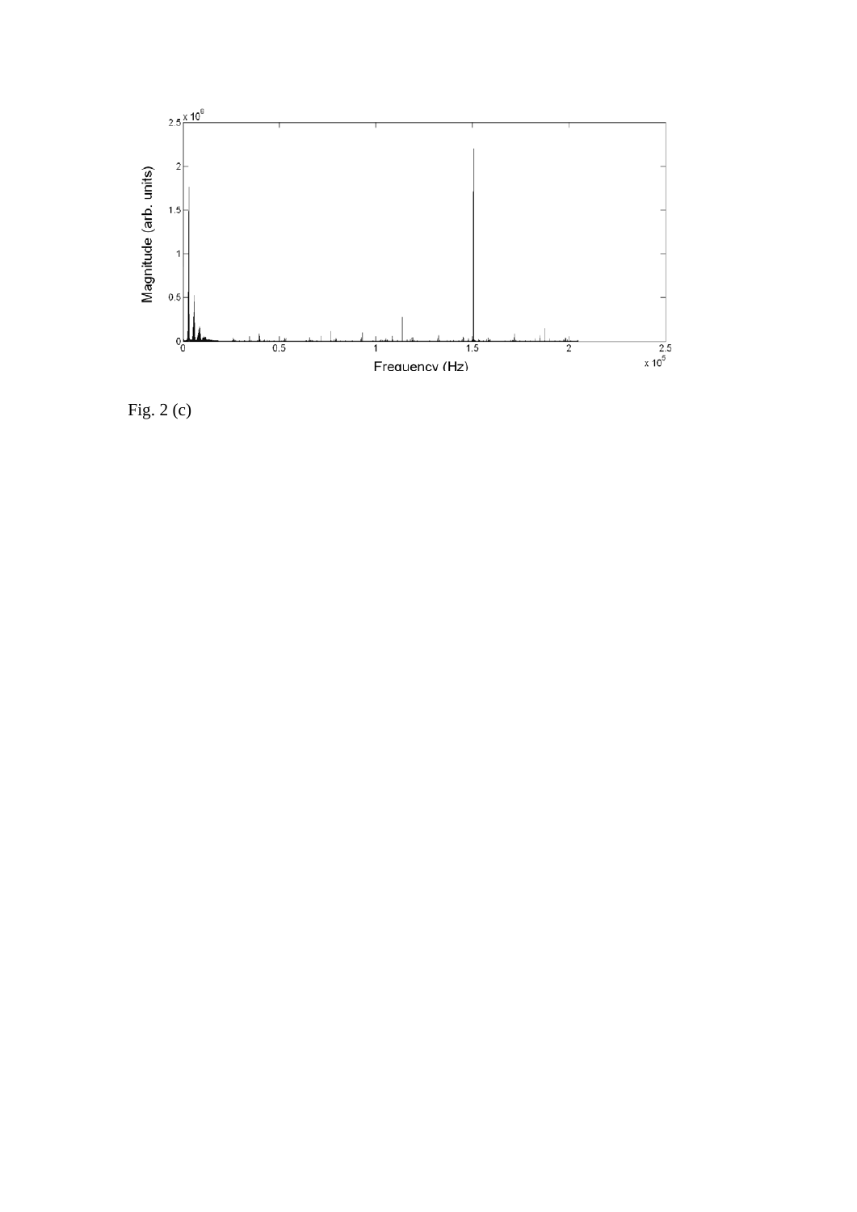Fig. 2 (c)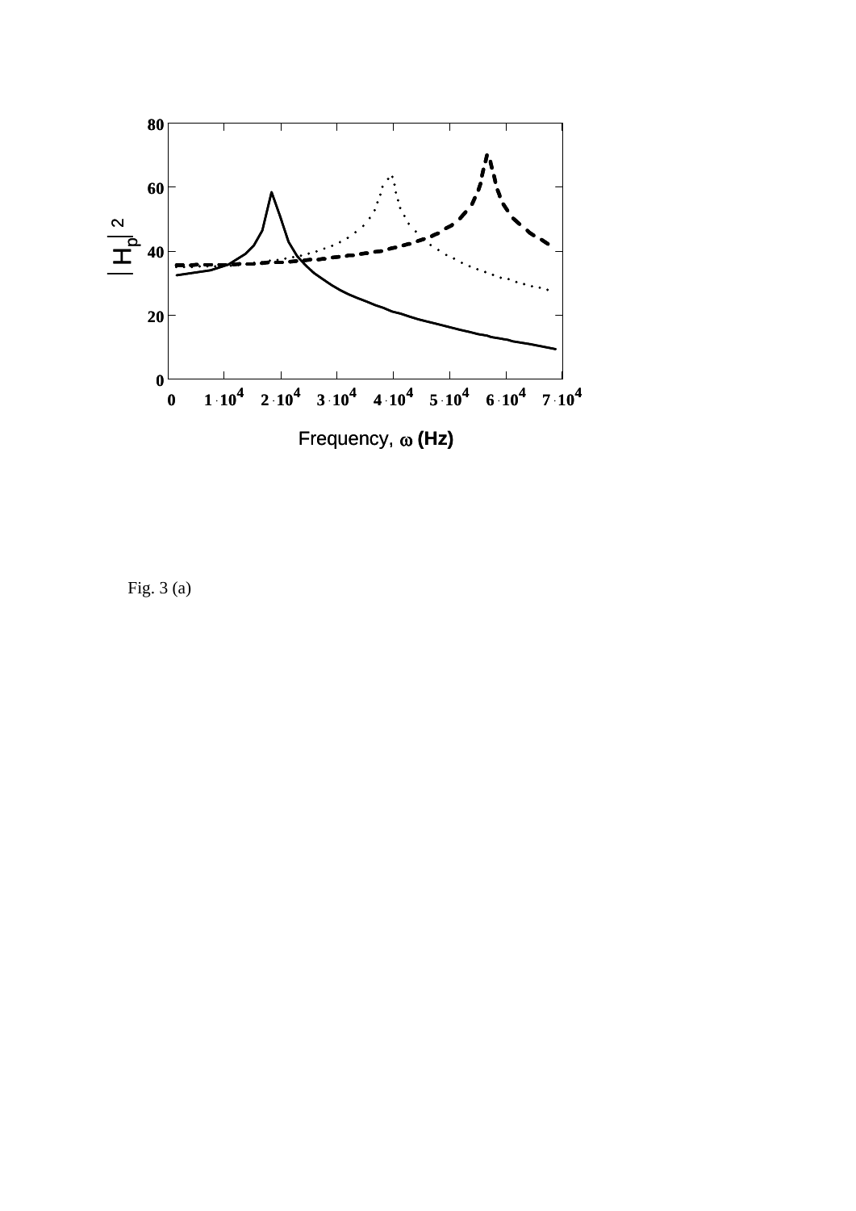Fig. 3 (a)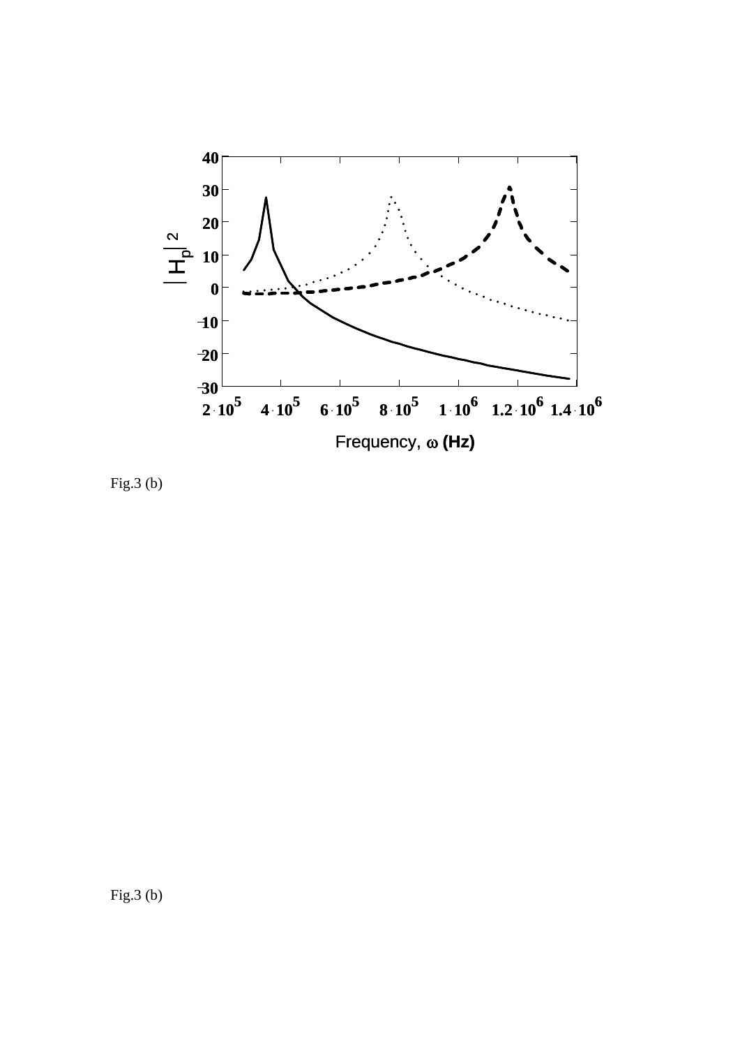40

30

20

10

0

−10

−20

−30

$|H_p|^2$

$2 \cdot 10^5$ $4 \cdot 10^5$ $6 \cdot 10^5$ $8 \cdot 10^5$ $1 \cdot 10^6$ $1.2 \cdot 10^6$ $1.4 \cdot 10^6$

Frequency, $\omega$ (Hz)

Fig.3 (b)

Fig.3 (b)